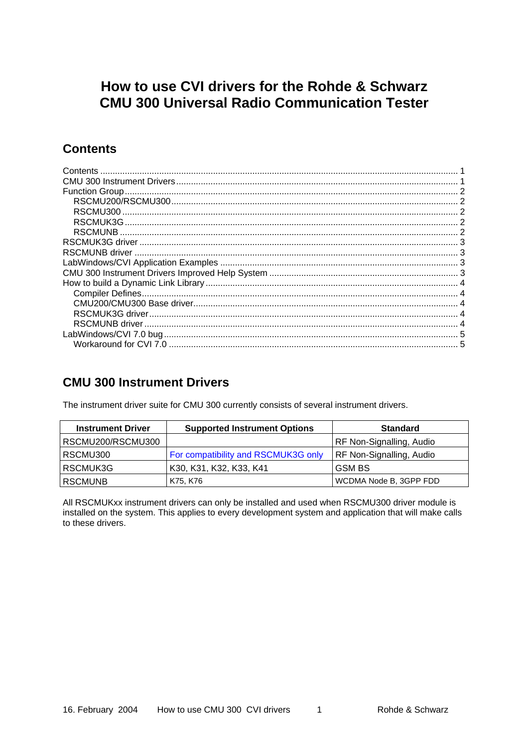# How to use CVI drivers for the Rohde & Schwarz CMU 300 Universal Radio Communication Tester

## Contents

Contents ........................................................................................................................................ 1
CMU 300 Instrument Drivers ......................................................................................................... 1
Function Group ............................................................................................................................. 2
  RSCMU200/RSCMU300 ............................................................................................................ 2
  RSCMU300 ............................................................................................................................... 2
  RSCMUK3G .............................................................................................................................. 2
  RSCMUNB ................................................................................................................................ 2
RSCMUK3G driver ........................................................................................................................ 3
RSCMUNB driver .......................................................................................................................... 3
LabWindows/CVI Application Examples ........................................................................................ 3
CMU 300 Instrument Drivers Improved Help System .................................................................... 3
How to build a Dynamic Link Library ............................................................................................. 4
  Compiler Defines ...................................................................................................................... 4
  CMU200/CMU300 Base driver .................................................................................................. 4
  RSCMUK3G driver .................................................................................................................... 4
  RSCMUNB driver ...................................................................................................................... 4
LabWindows/CVI 7.0 bug .............................................................................................................. 5
  Workaround for CVI 7.0 ............................................................................................................ 5

## CMU 300 Instrument Drivers

The instrument driver suite for CMU 300 currently consists of several instrument drivers.

| Instrument Driver | Supported Instrument Options | Standard |
|---|---|---|
| RSCMU200/RSCMU300 | | RF Non-Signalling, Audio |
| RSCMU300 | For compatibility and RSCMUK3G only | RF Non-Signalling, Audio |
| RSCMUK3G | K30, K31, K32, K33, K41 | GSM BS |
| RSCMUNB | K75, K76 | WCDMA Node B, 3GPP FDD |

All RSCMUKxx instrument drivers can only be installed and used when RSCMU300 driver module is installed on the system. This applies to every development system and application that will make calls to these drivers.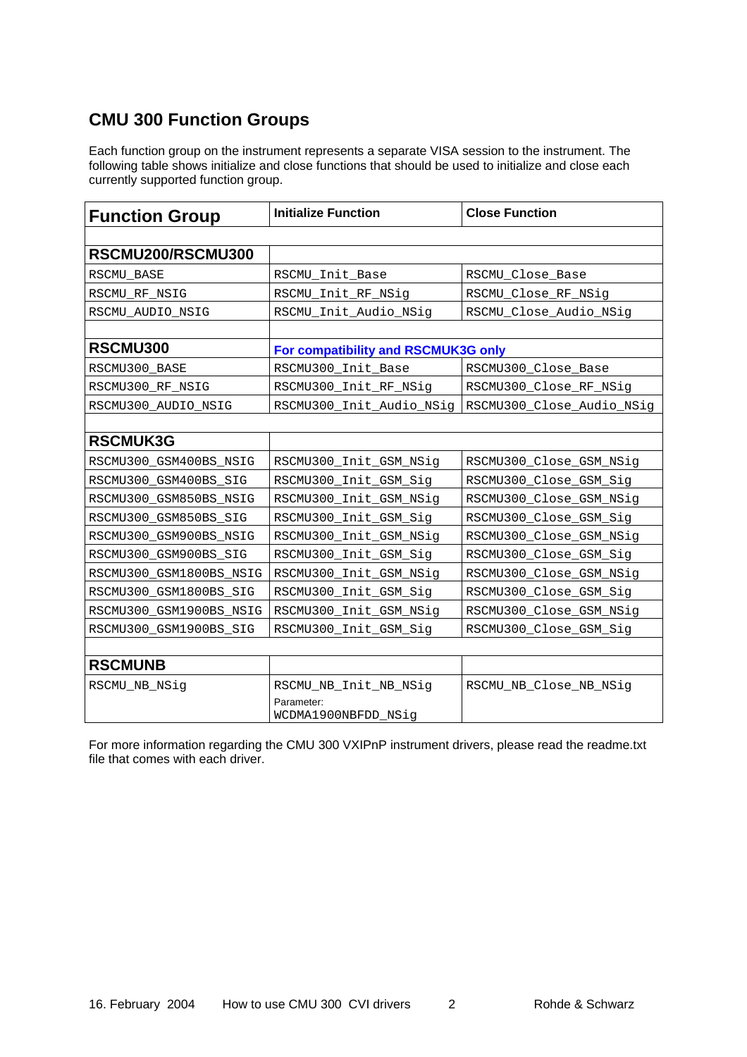## CMU 300 Function Groups

Each function group on the instrument represents a separate VISA session to the instrument. The following table shows initialize and close functions that should be used to initialize and close each currently supported function group.

| Function Group | Initialize Function | Close Function |
|---|---|---|
| | | |
| **RSCMU200/RSCMU300** | | |
| RSCMU_BASE | RSCMU_Init_Base | RSCMU_Close_Base |
| RSCMU_RF_NSIG | RSCMU_Init_RF_NSig | RSCMU_Close_RF_NSig |
| RSCMU_AUDIO_NSIG | RSCMU_Init_Audio_NSig | RSCMU_Close_Audio_NSig |
| | | |
| **RSCMU300** | **For compatibility and RSCMUK3G only** | |
| RSCMU300_BASE | RSCMU300_Init_Base | RSCMU300_Close_Base |
| RSCMU300_RF_NSIG | RSCMU300_Init_RF_NSig | RSCMU300_Close_RF_NSig |
| RSCMU300_AUDIO_NSIG | RSCMU300_Init_Audio_NSig | RSCMU300_Close_Audio_NSig |
| | | |
| **RSCMUK3G** | | |
| RSCMU300_GSM400BS_NSIG | RSCMU300_Init_GSM_NSig | RSCMU300_Close_GSM_NSig |
| RSCMU300_GSM400BS_SIG | RSCMU300_Init_GSM_Sig | RSCMU300_Close_GSM_Sig |
| RSCMU300_GSM850BS_NSIG | RSCMU300_Init_GSM_NSig | RSCMU300_Close_GSM_NSig |
| RSCMU300_GSM850BS_SIG | RSCMU300_Init_GSM_Sig | RSCMU300_Close_GSM_Sig |
| RSCMU300_GSM900BS_NSIG | RSCMU300_Init_GSM_NSig | RSCMU300_Close_GSM_NSig |
| RSCMU300_GSM900BS_SIG | RSCMU300_Init_GSM_Sig | RSCMU300_Close_GSM_Sig |
| RSCMU300_GSM1800BS_NSIG | RSCMU300_Init_GSM_NSig | RSCMU300_Close_GSM_NSig |
| RSCMU300_GSM1800BS_SIG | RSCMU300_Init_GSM_Sig | RSCMU300_Close_GSM_Sig |
| RSCMU300_GSM1900BS_NSIG | RSCMU300_Init_GSM_NSig | RSCMU300_Close_GSM_NSig |
| RSCMU300_GSM1900BS_SIG | RSCMU300_Init_GSM_Sig | RSCMU300_Close_GSM_Sig |
| | | |
| **RSCMUNB** | | |
| RSCMU_NB_NSig | RSCMU_NB_Init_NB_NSig<br>Parameter:<br>WCDMA1900NBFDD_NSig | RSCMU_NB_Close_NB_NSig |

For more information regarding the CMU 300 VXIPnP instrument drivers, please read the readme.txt file that comes with each driver.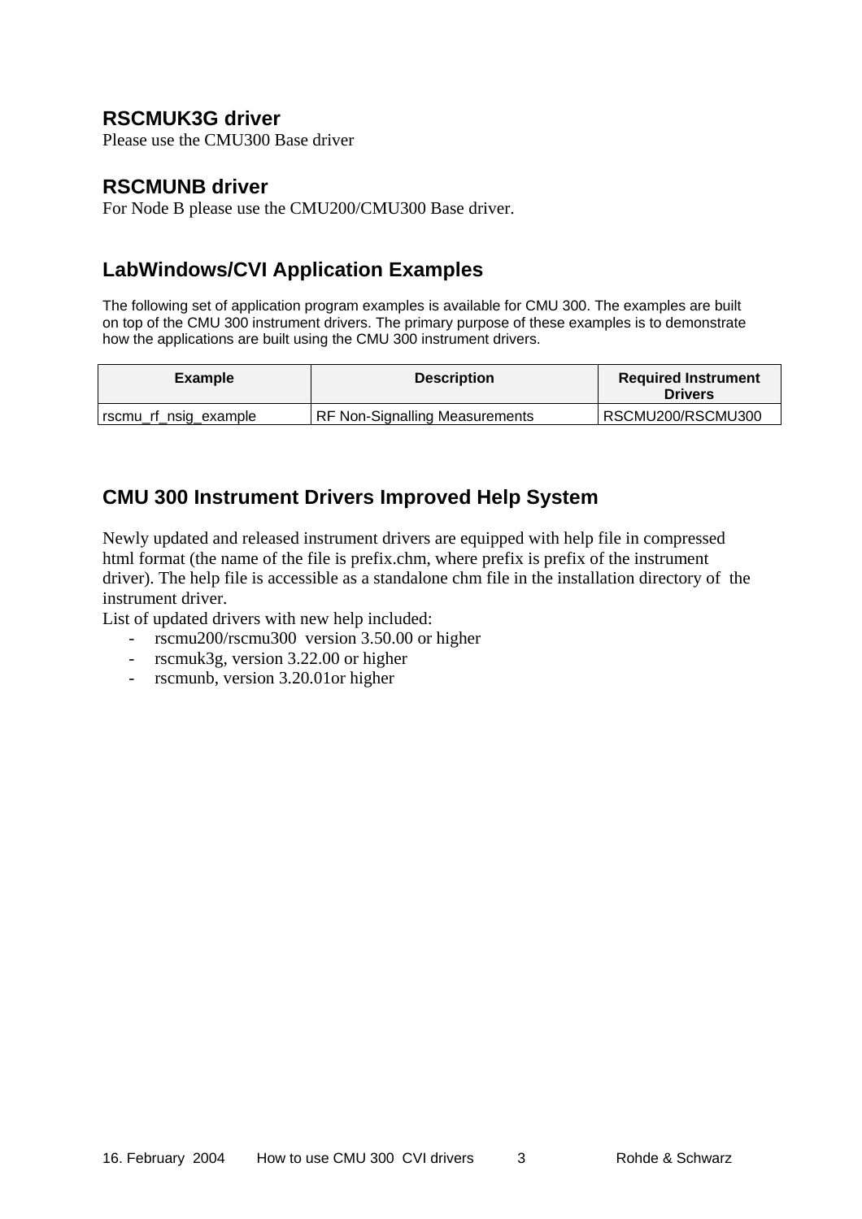### RSCMUK3G driver

Please use the CMU300 Base driver

### RSCMUNB driver

For Node B please use the CMU200/CMU300 Base driver.

## LabWindows/CVI Application Examples

The following set of application program examples is available for CMU 300. The examples are built on top of the CMU 300 instrument drivers. The primary purpose of these examples is to demonstrate how the applications are built using the CMU 300 instrument drivers.

| Example | Description | Required Instrument Drivers |
|---|---|---|
| rscmu_rf_nsig_example | RF Non-Signalling Measurements | RSCMU200/RSCMU300 |

## CMU 300 Instrument Drivers Improved Help System

Newly updated and released instrument drivers are equipped with help file in compressed html format (the name of the file is prefix.chm, where prefix is prefix of the instrument driver). The help file is accessible as a standalone chm file in the installation directory of the instrument driver.

List of updated drivers with new help included:

- rscmu200/rscmu300 version 3.50.00 or higher
- rscmuk3g, version 3.22.00 or higher
- rscmunb, version 3.20.01or higher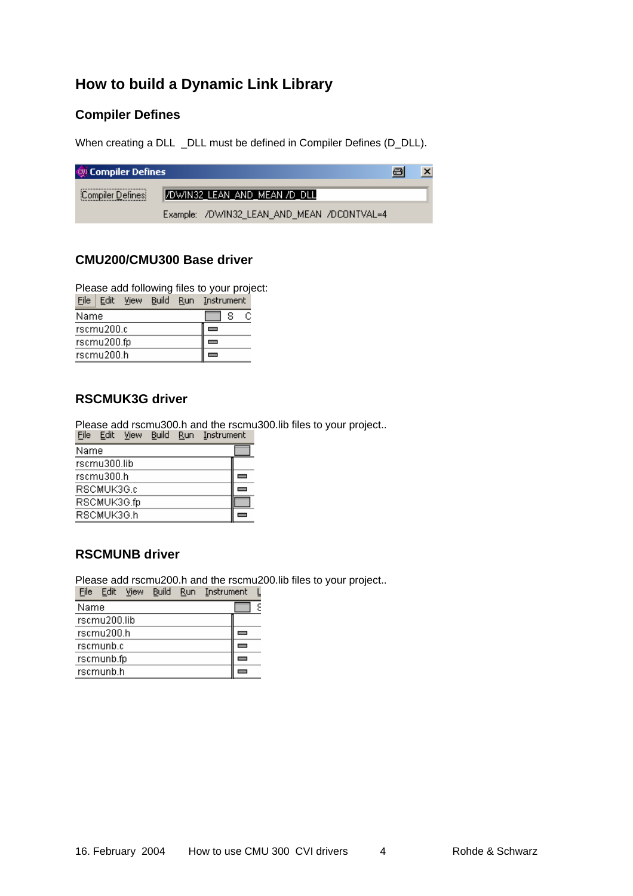# How to build a Dynamic Link Library

## Compiler Defines

When creating a DLL _DLL must be defined in Compiler Defines (D_DLL).

Compiler Defines

Compiler Defines: /DWIN32_LEAN_AND_MEAN /D_DLL

Example: /DWIN32_LEAN_AND_MEAN /DCONTVAL=4

## CMU200/CMU300 Base driver

Please add following files to your project:

File Edit View Build Run Instrument

| Name |
|---|
| rscmu200.c |
| rscmu200.fp |
| rscmu200.h |

## RSCMUK3G driver

Please add rscmu300.h and the rscmu300.lib files to your project..

File Edit View Build Run Instrument

| Name |
|---|
| rscmu300.lib |
| rscmu300.h |
| RSCMUK3G.c |
| RSCMUK3G.fp |
| RSCMUK3G.h |

## RSCMUNB driver

Please add rscmu200.h and the rscmu200.lib files to your project..

File Edit View Build Run Instrument

| Name |
|---|
| rscmu200.lib |
| rscmu200.h |
| rscmunb.c |
| rscmunb.fp |
| rscmunb.h |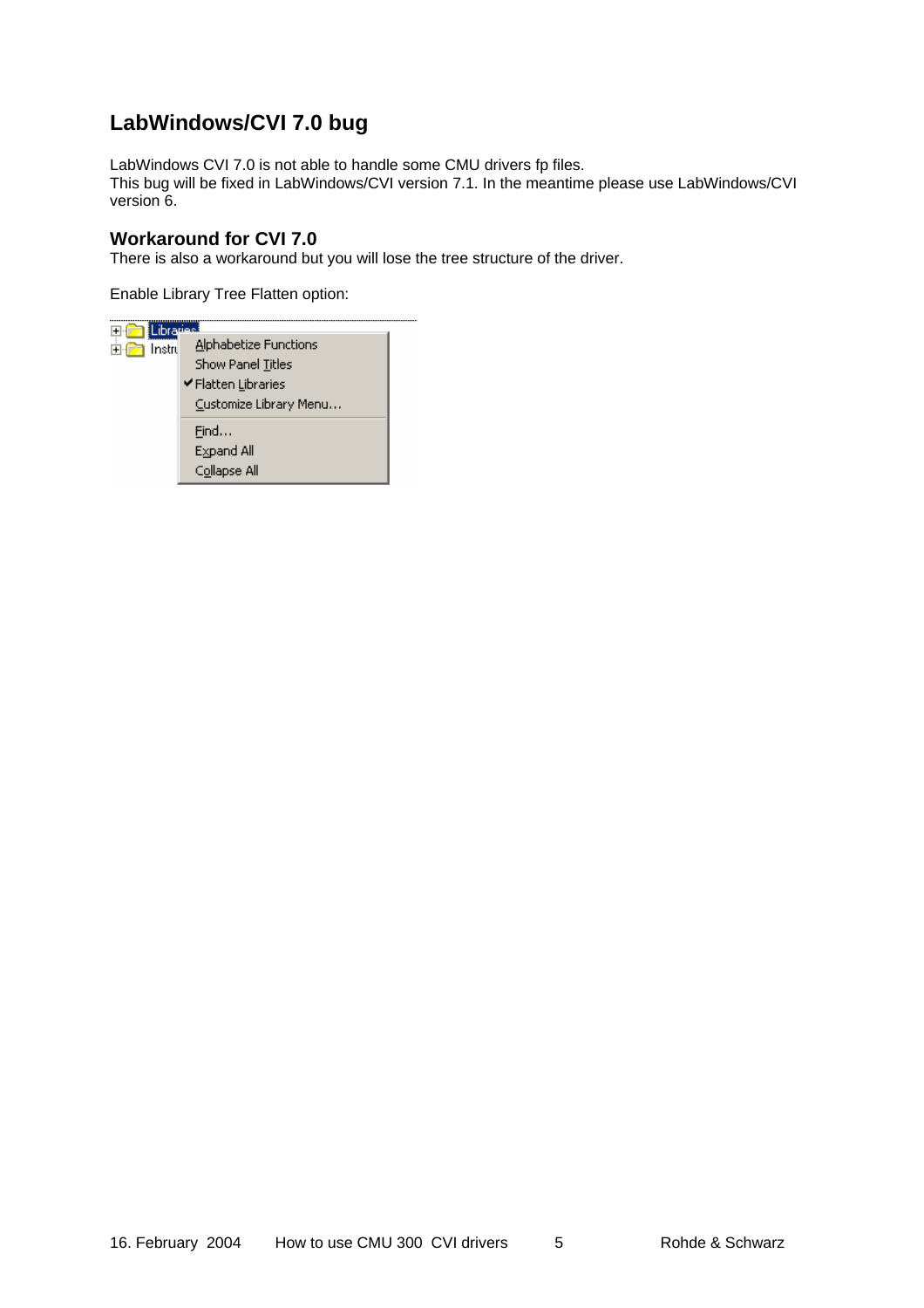# LabWindows/CVI 7.0 bug

LabWindows CVI 7.0 is not able to handle some CMU drivers fp files.
This bug will be fixed in LabWindows/CVI version 7.1. In the meantime please use LabWindows/CVI version 6.

## Workaround for CVI 7.0

There is also a workaround but you will lose the tree structure of the driver.

Enable Library Tree Flatten option: